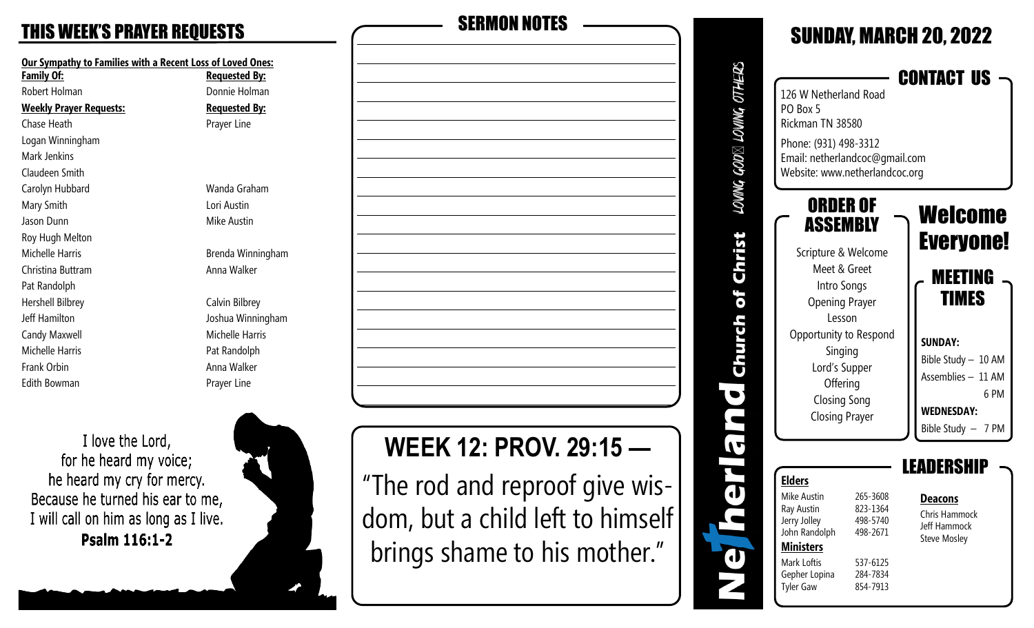## THIS WEEK'S PRAYER REQUESTS

**Our Sympathy to Families with a Recent Loss of Loved Ones:**

| Family Of: | Requested By: |
|---|---|
| Robert Holman | Donnie Holman |

| Weekly Prayer Requests: | Requested By: |
|---|---|
| Chase Heath | Prayer Line |
| Logan Winningham | |
| Mark Jenkins | |
| Claudeen Smith | |
| Carolyn Hubbard | Wanda Graham |
| Mary Smith | Lori Austin |
| Jason Dunn | Mike Austin |
| Roy Hugh Melton | |
| Michelle Harris | Brenda Winningham |
| Christina Buttram | Anna Walker |
| Pat Randolph | |
| Hershell Bilbrey | Calvin Bilbrey |
| Jeff Hamilton | Joshua Winningham |
| Candy Maxwell | Michelle Harris |
| Michelle Harris | Pat Randolph |
| Frank Orbin | Anna Walker |
| Edith Bowman | Prayer Line |

I love the Lord,
for he heard my voice;
he heard my cry for mercy.
Because he turned his ear to me,
I will call on him as long as I live.
**Psalm 116:1-2**

## SERMON NOTES

## WEEK 12: PROV. 29:15 —

"The rod and reproof give wisdom, but a child left to himself brings shame to his mother."

# Netherland Church of Christ

LOVING GOD LOVING OTHERS

## SUNDAY, MARCH 20, 2022

### CONTACT US

126 W Netherland Road
PO Box 5
Rickman TN 38580

Phone: (931) 498-3312
Email: netherlandcoc@gmail.com
Website: www.netherlandcoc.org

### ORDER OF ASSEMBLY

Scripture & Welcome
Meet & Greet
Intro Songs
Opening Prayer
Lesson
Opportunity to Respond
Singing
Lord's Supper
Offering
Closing Song
Closing Prayer

### Welcome Everyone!

### MEETING TIMES

**SUNDAY:**
Bible Study – 10 AM
Assemblies – 11 AM
6 PM

**WEDNESDAY:**
Bible Study – 7 PM

### LEADERSHIP

**Elders**

| | |
|---|---|
| Mike Austin | 265-3608 |
| Ray Austin | 823-1364 |
| Jerry Jolley | 498-5740 |
| John Randolph | 498-2671 |

**Ministers**

| | |
|---|---|
| Mark Loftis | 537-6125 |
| Gepher Lopina | 284-7834 |
| Tyler Gaw | 854-7913 |

**Deacons**

Chris Hammock
Jeff Hammock
Steve Mosley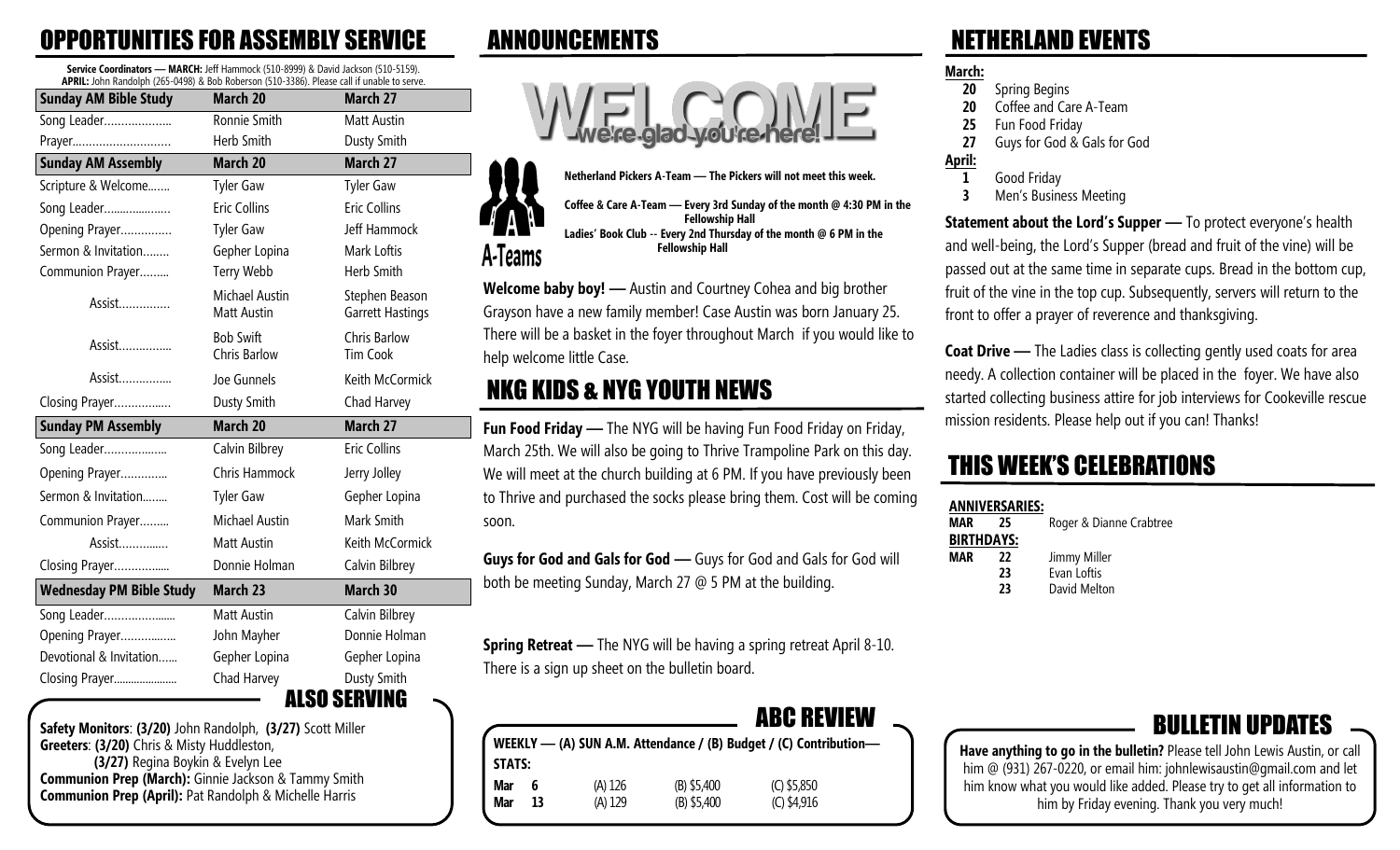# OPPORTUNITIES FOR ASSEMBLY SERVICE

**Service Coordinators — MARCH:** Jeff Hammock (510-8999) & David Jackson (510-5159).
**APRIL:** John Randolph (265-0498) & Bob Roberson (510-3386). Please call if unable to serve.

| Sunday AM Bible Study | March 20 | March 27 |
|---|---|---|
| Song Leader.................. | Ronnie Smith | Matt Austin |
| Prayer............................ | Herb Smith | Dusty Smith |
| **Sunday AM Assembly** | **March 20** | **March 27** |
| Scripture & Welcome....... | Tyler Gaw | Tyler Gaw |
| Song Leader.................... | Eric Collins | Eric Collins |
| Opening Prayer............... | Tyler Gaw | Jeff Hammock |
| Sermon & Invitation........ | Gepher Lopina | Mark Loftis |
| Communion Prayer......... | Terry Webb | Herb Smith |
| Assist............... | Michael Austin<br>Matt Austin | Stephen Beason<br>Garrett Hastings |
| Assist................ | Bob Swift<br>Chris Barlow | Chris Barlow<br>Tim Cook |
| Assist................ | Joe Gunnels | Keith McCormick |
| Closing Prayer................. | Dusty Smith | Chad Harvey |
| **Sunday PM Assembly** | **March 20** | **March 27** |
| Song Leader.................. | Calvin Bilbrey | Eric Collins |
| Opening Prayer.............. | Chris Hammock | Jerry Jolley |
| Sermon & Invitation........ | Tyler Gaw | Gepher Lopina |
| Communion Prayer......... | Michael Austin | Mark Smith |
| Assist.............. | Matt Austin | Keith McCormick |
| Closing Prayer................ | Donnie Holman | Calvin Bilbrey |
| **Wednesday PM Bible Study** | **March 23** | **March 30** |
| Song Leader..................... | Matt Austin | Calvin Bilbrey |
| Opening Prayer................ | John Mayher | Donnie Holman |
| Devotional & Invitation...... | Gepher Lopina | Gepher Lopina |
| Closing Prayer..................... | Chad Harvey | Dusty Smith |

## ALSO SERVING

**Safety Monitors**: **(3/20)** John Randolph, **(3/27)** Scott Miller
**Greeters**: **(3/20)** Chris & Misty Huddleston,
**(3/27)** Regina Boykin & Evelyn Lee
**Communion Prep (March):** Ginnie Jackson & Tammy Smith
**Communion Prep (April):** Pat Randolph & Michelle Harris

# ANNOUNCEMENTS

WELCOME — we're glad you're here!

A-Teams

**Netherland Pickers A-Team — The Pickers will not meet this week.**

**Coffee & Care A-Team — Every 3rd Sunday of the month @ 4:30 PM in the Fellowship Hall**
**Ladies' Book Club -- Every 2nd Thursday of the month @ 6 PM in the Fellowship Hall**

**Welcome baby boy! —** Austin and Courtney Cohea and big brother Grayson have a new family member! Case Austin was born January 25. There will be a basket in the foyer throughout March if you would like to help welcome little Case.

# NKG KIDS & NYG YOUTH NEWS

**Fun Food Friday —** The NYG will be having Fun Food Friday on Friday, March 25th. We will also be going to Thrive Trampoline Park on this day. We will meet at the church building at 6 PM. If you have previously been to Thrive and purchased the socks please bring them. Cost will be coming soon.

**Guys for God and Gals for God —** Guys for God and Gals for God will both be meeting Sunday, March 27 @ 5 PM at the building.

**Spring Retreat —** The NYG will be having a spring retreat April 8-10. There is a sign up sheet on the bulletin board.

## ABC REVIEW

**WEEKLY — (A) SUN A.M. Attendance / (B) Budget / (C) Contribution—**

**STATS:**

| | | | |
|---|---|---|---|
| **Mar 6** | (A) 126 | (B) $5,400 | (C) $5,850 |
| **Mar 13** | (A) 129 | (B) $5,400 | (C) $4,916 |

# NETHERLAND EVENTS

**March:**
- **20** Spring Begins
- **20** Coffee and Care A-Team
- **25** Fun Food Friday
- **27** Guys for God & Gals for God

**April:**
- **1** Good Friday
- **3** Men's Business Meeting

**Statement about the Lord's Supper —** To protect everyone's health and well-being, the Lord's Supper (bread and fruit of the vine) will be passed out at the same time in separate cups. Bread in the bottom cup, fruit of the vine in the top cup. Subsequently, servers will return to the front to offer a prayer of reverence and thanksgiving.

**Coat Drive —** The Ladies class is collecting gently used coats for area needy. A collection container will be placed in the foyer. We have also started collecting business attire for job interviews for Cookeville rescue mission residents. Please help out if you can! Thanks!

# THIS WEEK'S CELEBRATIONS

**ANNIVERSARIES:**
**MAR 25** Roger & Dianne Crabtree

**BIRTHDAYS:**
**MAR 22** Jimmy Miller
**23** Evan Loftis
**23** David Melton

## BULLETIN UPDATES

**Have anything to go in the bulletin?** Please tell John Lewis Austin, or call him @ (931) 267-0220, or email him: johnlewisaustin@gmail.com and let him know what you would like added. Please try to get all information to him by Friday evening. Thank you very much!